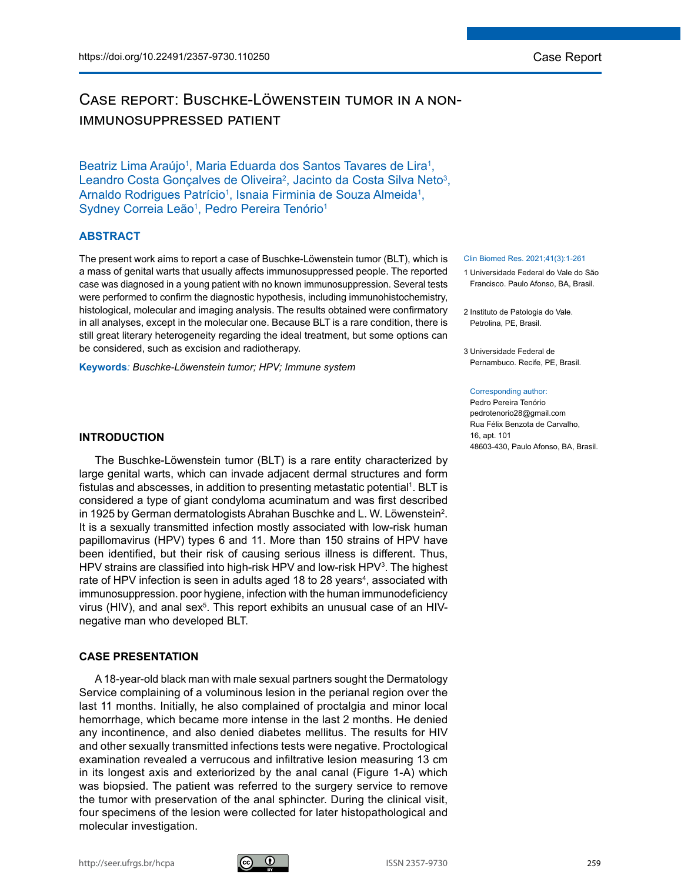# Case report: Buschke-Löwenstein tumor in a non-immunosuppressed patient

Beatriz Lima Araújo[1], Maria Eduarda dos Santos Tavares de Lira[1], Leandro Costa Gonçalves de Oliveira[2], Jacinto da Costa Silva Neto[3], Arnaldo Rodrigues Patrício[1], Isnaia Firminia de Souza Almeida[1], Sydney Correia Leão[1], Pedro Pereira Tenório[1]

1 Universidade Federal do Vale do São Francisco. Paulo Afonso, BA, Brasil.

2 Instituto de Patologia do Vale. Petrolina, PE, Brasil.

3 Universidade Federal de Pernambuco. Recife, PE, Brasil.

Corresponding author:
Pedro Pereira Tenório
pedrotenorio28@gmail.com
Rua Félix Benzota de Carvalho, 16, apt. 101
48603-430, Paulo Afonso, BA, Brasil.

## ABSTRACT

The present work aims to report a case of Buschke-Löwenstein tumor (BLT), which is a mass of genital warts that usually affects immunosuppressed people. The reported case was diagnosed in a young patient with no known immunosuppression. Several tests were performed to confirm the diagnostic hypothesis, including immunohistochemistry, histological, molecular and imaging analysis. The results obtained were confirmatory in all analyses, except in the molecular one. Because BLT is a rare condition, there is still great literary heterogeneity regarding the ideal treatment, but some options can be considered, such as excision and radiotherapy.

**Keywords**: *Buschke-Löwenstein tumor; HPV; Immune system*

## INTRODUCTION

The Buschke-Löwenstein tumor (BLT) is a rare entity characterized by large genital warts, which can invade adjacent dermal structures and form fistulas and abscesses, in addition to presenting metastatic potential[1]. BLT is considered a type of giant condyloma acuminatum and was first described in 1925 by German dermatologists Abrahan Buschke and L. W. Löwenstein[2]. It is a sexually transmitted infection mostly associated with low-risk human papillomavirus (HPV) types 6 and 11. More than 150 strains of HPV have been identified, but their risk of causing serious illness is different. Thus, HPV strains are classified into high-risk HPV and low-risk HPV[3]. The highest rate of HPV infection is seen in adults aged 18 to 28 years[4], associated with immunosuppression. poor hygiene, infection with the human immunodeficiency virus (HIV), and anal sex[5]. This report exhibits an unusual case of an HIV-negative man who developed BLT.

## CASE PRESENTATION

A 18-year-old black man with male sexual partners sought the Dermatology Service complaining of a voluminous lesion in the perianal region over the last 11 months. Initially, he also complained of proctalgia and minor local hemorrhage, which became more intense in the last 2 months. He denied any incontinence, and also denied diabetes mellitus. The results for HIV and other sexually transmitted infections tests were negative. Proctological examination revealed a verrucous and infiltrative lesion measuring 13 cm in its longest axis and exteriorized by the anal canal (Figure 1-A) which was biopsied. The patient was referred to the surgery service to remove the tumor with preservation of the anal sphincter. During the clinical visit, four specimens of the lesion were collected for later histopathological and molecular investigation.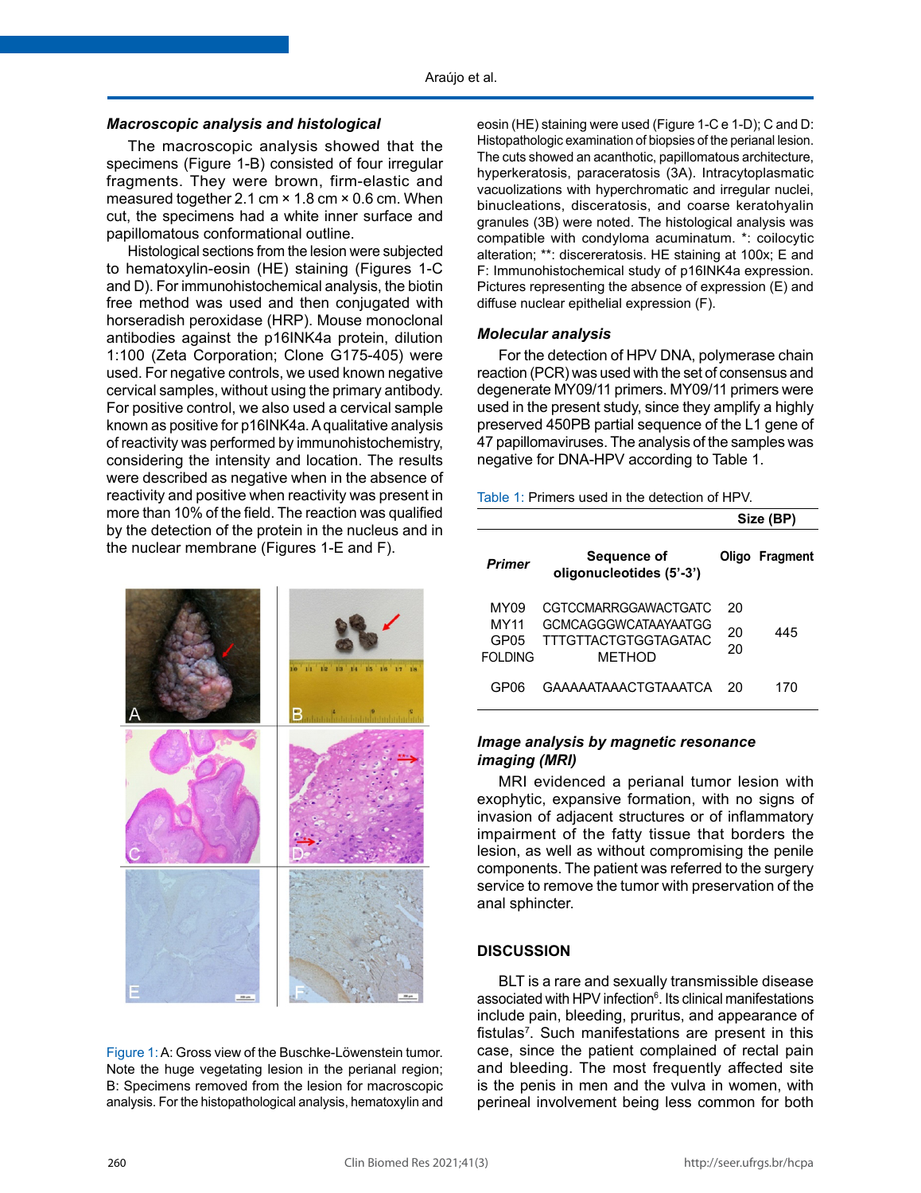### *Macroscopic analysis and histological*

The macroscopic analysis showed that the specimens (Figure 1-B) consisted of four irregular fragments. They were brown, firm-elastic and measured together 2.1 cm × 1.8 cm × 0.6 cm. When cut, the specimens had a white inner surface and papillomatous conformational outline.

Histological sections from the lesion were subjected to hematoxylin-eosin (HE) staining (Figures 1-C and D). For immunohistochemical analysis, the biotin free method was used and then conjugated with horseradish peroxidase (HRP). Mouse monoclonal antibodies against the p16INK4a protein, dilution 1:100 (Zeta Corporation; Clone G175-405) were used. For negative controls, we used known negative cervical samples, without using the primary antibody. For positive control, we also used a cervical sample known as positive for p16INK4a. A qualitative analysis of reactivity was performed by immunohistochemistry, considering the intensity and location. The results were described as negative when in the absence of reactivity and positive when reactivity was present in more than 10% of the field. The reaction was qualified by the detection of the protein in the nucleus and in the nuclear membrane (Figures 1-E and F).

Figure 1: A: Gross view of the Buschke-Löwenstein tumor. Note the huge vegetating lesion in the perianal region; B: Specimens removed from the lesion for macroscopic analysis. For the histopathological analysis, hematoxylin and eosin (HE) staining were used (Figure 1-C e 1-D); C and D: Histopathologic examination of biopsies of the perianal lesion. The cuts showed an acanthotic, papillomatous architecture, hyperkeratosis, paraceratosis (3A). Intracytoplasmatic vacuolizations with hyperchromatic and irregular nuclei, binucleations, disceratosis, and coarse keratohyalin granules (3B) were noted. The histological analysis was compatible with condyloma acuminatum. *: coilocytic alteration; **: discereratosis. HE staining at 100x; E and F: Immunohistochemical study of p16INK4a expression. Pictures representing the absence of expression (E) and diffuse nuclear epithelial expression (F).

### *Molecular analysis*

For the detection of HPV DNA, polymerase chain reaction (PCR) was used with the set of consensus and degenerate MY09/11 primers. MY09/11 primers were used in the present study, since they amplify a highly preserved 450PB partial sequence of the L1 gene of 47 papillomaviruses. The analysis of the samples was negative for DNA-HPV according to Table 1.

Table 1: Primers used in the detection of HPV.

| Primer | Sequence of oligonucleotides (5'-3') | Size (BP) Oligo | Size (BP) Fragment |
|---|---|---|---|
| MY09 | CGTCCMARRGGAWACTGATC | 20 | 445 |
| MY11 | GCMCAGGGWCATAAYAATGG | 20 | |
| GP05 | TTTGTTACTGTGGTAGATAC | 20 | |
| FOLDING | METHOD | | |
| GP06 | GAAAAATAAACTGTAAATCA | 20 | 170 |

### *Image analysis by magnetic resonance imaging (MRI)*

MRI evidenced a perianal tumor lesion with exophytic, expansive formation, with no signs of invasion of adjacent structures or of inflammatory impairment of the fatty tissue that borders the lesion, as well as without compromising the penile components. The patient was referred to the surgery service to remove the tumor with preservation of the anal sphincter.

## DISCUSSION

BLT is a rare and sexually transmissible disease associated with HPV infection[6]. Its clinical manifestations include pain, bleeding, pruritus, and appearance of fistulas[7]. Such manifestations are present in this case, since the patient complained of rectal pain and bleeding. The most frequently affected site is the penis in men and the vulva in women, with perineal involvement being less common for both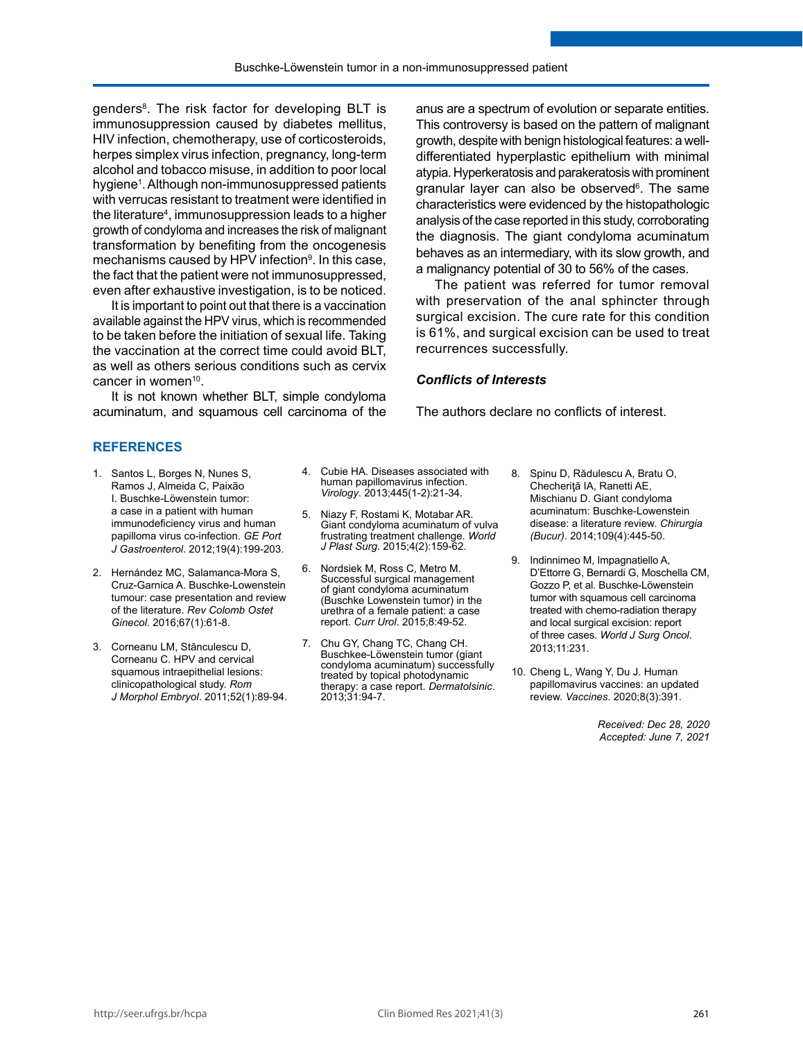genders[8]. The risk factor for developing BLT is immunosuppression caused by diabetes mellitus, HIV infection, chemotherapy, use of corticosteroids, herpes simplex virus infection, pregnancy, long-term alcohol and tobacco misuse, in addition to poor local hygiene[1]. Although non-immunosuppressed patients with verrucas resistant to treatment were identified in the literature[4], immunosuppression leads to a higher growth of condyloma and increases the risk of malignant transformation by benefiting from the oncogenesis mechanisms caused by HPV infection[9]. In this case, the fact that the patient were not immunosuppressed, even after exhaustive investigation, is to be noticed.

It is important to point out that there is a vaccination available against the HPV virus, which is recommended to be taken before the initiation of sexual life. Taking the vaccination at the correct time could avoid BLT, as well as others serious conditions such as cervix cancer in women[10].

It is not known whether BLT, simple condyloma acuminatum, and squamous cell carcinoma of the anus are a spectrum of evolution or separate entities. This controversy is based on the pattern of malignant growth, despite with benign histological features: a well-differentiated hyperplastic epithelium with minimal atypia. Hyperkeratosis and parakeratosis with prominent granular layer can also be observed[6]. The same characteristics were evidenced by the histopathologic analysis of the case reported in this study, corroborating the diagnosis. The giant condyloma acuminatum behaves as an intermediary, with its slow growth, and a malignancy potential of 30 to 56% of the cases.

The patient was referred for tumor removal with preservation of the anal sphincter through surgical excision. The cure rate for this condition is 61%, and surgical excision can be used to treat recurrences successfully.

### *Conflicts of Interests*

The authors declare no conflicts of interest.

## REFERENCES

1. Santos L, Borges N, Nunes S, Ramos J, Almeida C, Paixão I. Buschke-Löwenstein tumor: a case in a patient with human immunodeficiency virus and human papilloma virus co-infection. *GE Port J Gastroenterol*. 2012;19(4):199-203.
2. Hernández MC, Salamanca-Mora S, Cruz-Garnica A. Buschke-Lowenstein tumour: case presentation and review of the literature. *Rev Colomb Ostet Ginecol*. 2016;67(1):61-8.
3. Corneanu LM, Stănculescu D, Corneanu C. HPV and cervical squamous intraepithelial lesions: clinicopathological study. *Rom J Morphol Embryol*. 2011;52(1):89-94.
4. Cubie HA. Diseases associated with human papillomavirus infection. *Virology*. 2013;445(1-2):21-34.
5. Niazy F, Rostami K, Motabar AR. Giant condyloma acuminatum of vulva frustrating treatment challenge. *World J Plast Surg*. 2015;4(2):159-62.
6. Nordsiek M, Ross C, Metro M. Successful surgical management of giant condyloma acuminatum (Buschke Lowenstein tumor) in the urethra of a female patient: a case report. *Curr Urol*. 2015;8:49-52.
7. Chu GY, Chang TC, Chang CH. Buschkee-Löwenstein tumor (giant condyloma acuminatum) successfully treated by topical photodynamic therapy: a case report. *Dermatolsinic*. 2013;31:94-7.
8. Spinu D, Rădulescu A, Bratu O, Checheriţă IA, Ranetti AE, Mischianu D. Giant condyloma acuminatum: Buschke-Lowenstein disease: a literature review. *Chirurgia (Bucur)*. 2014;109(4):445-50.
9. Indinnimeo M, Impagnatiello A, D'Ettorre G, Bernardi G, Moschella CM, Gozzo P, et al. Buschke-Löwenstein tumor with squamous cell carcinoma treated with chemo-radiation therapy and local surgical excision: report of three cases. *World J Surg Oncol*. 2013;11:231.
10. Cheng L, Wang Y, Du J. Human papillomavirus vaccines: an updated review. *Vaccines*. 2020;8(3):391.

*Received: Dec 28, 2020*
*Accepted: June 7, 2021*